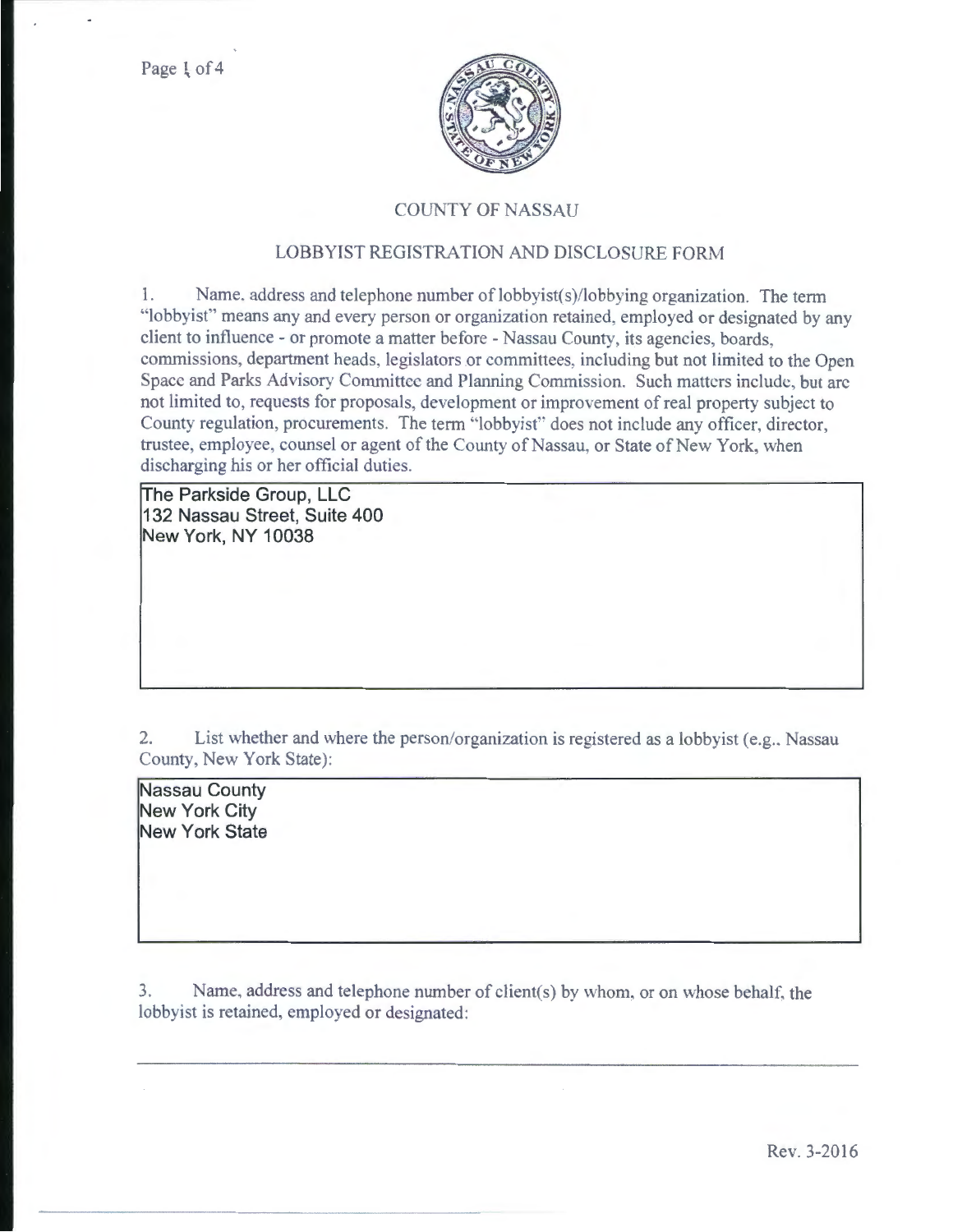COUNTY OF NASSAU

LOBBYIST REGISTRATION AND DISCLOSURE FORM

1. Name, address and telephone number of lobbyist(s)/lobbying organization. The term "lobbyist" means any and every person or organization retained, employed or designated by any client to influence - or promote a matter before - Nassau County, its agencies, boards, commissions, department heads, legislators or committees, including but not limited to the Open Space and Parks Advisory Committee and Planning Commission. Such matters include, but are not limited to, requests for proposals, development or improvement of real property subject to County regulation, procurements. The term "lobbyist" does not include any officer, director, trustee, employee, counsel or agent of the County of Nassau, or State of New York, when discharging his or her official duties.

The Parkside Group, LLC
132 Nassau Street, Suite 400
New York, NY 10038

2. List whether and where the person/organization is registered as a lobbyist (e.g., Nassau County, New York State):

Nassau County
New York City
New York State

3. Name, address and telephone number of client(s) by whom, or on whose behalf, the lobbyist is retained, employed or designated:

Rev. 3-2016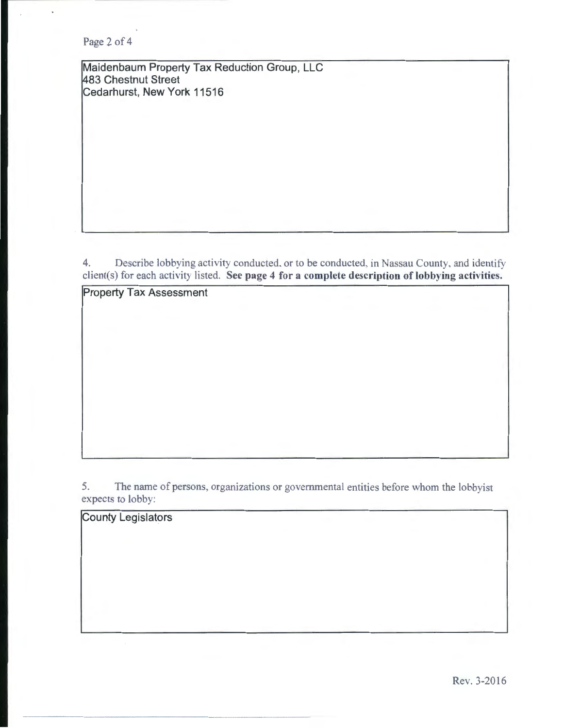Maidenbaum Property Tax Reduction Group, LLC
483 Chestnut Street
Cedarhurst, New York 11516

4. Describe lobbying activity conducted, or to be conducted, in Nassau County, and identify client(s) for each activity listed. **See page 4 for a complete description of lobbying activities.**

Property Tax Assessment

5. The name of persons, organizations or governmental entities before whom the lobbyist expects to lobby:

County Legislators

Rev. 3-2016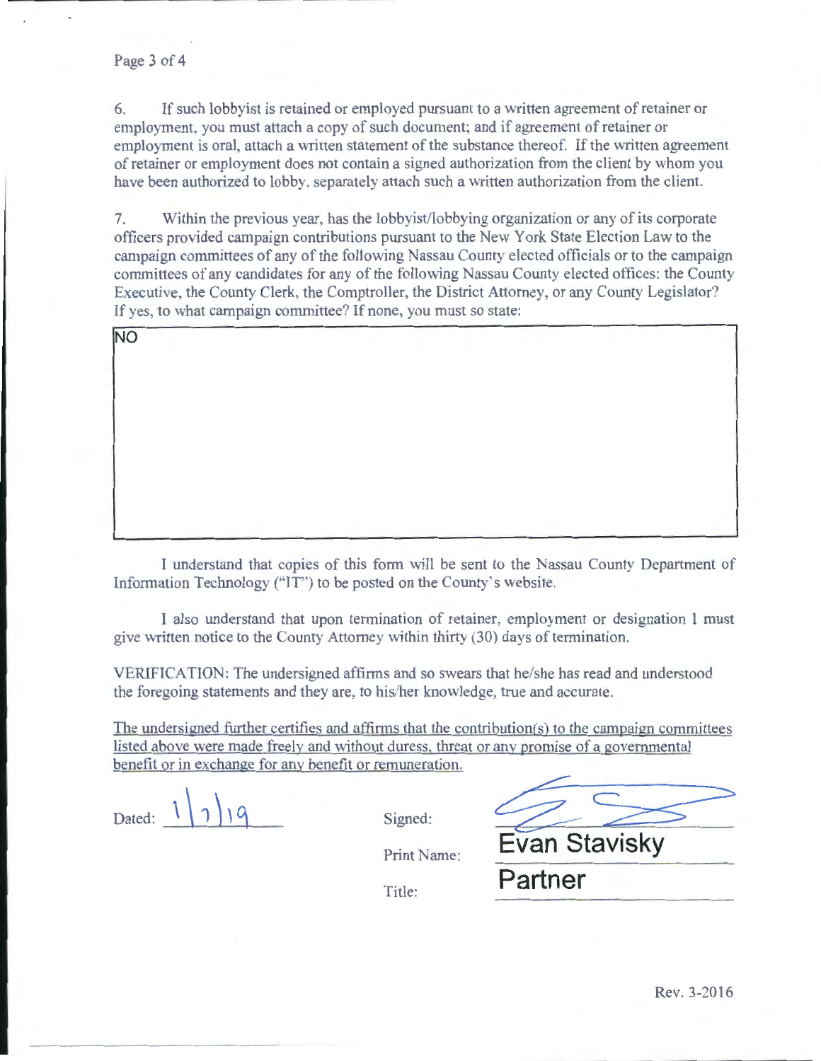6. If such lobbyist is retained or employed pursuant to a written agreement of retainer or employment, you must attach a copy of such document; and if agreement of retainer or employment is oral, attach a written statement of the substance thereof. If the written agreement of retainer or employment does not contain a signed authorization from the client by whom you have been authorized to lobby, separately attach such a written authorization from the client.

7. Within the previous year, has the lobbyist/lobbying organization or any of its corporate officers provided campaign contributions pursuant to the New York State Election Law to the campaign committees of any of the following Nassau County elected officials or to the campaign committees of any candidates for any of the following Nassau County elected offices: the County Executive, the County Clerk, the Comptroller, the District Attorney, or any County Legislator? If yes, to what campaign committee? If none, you must so state:

NO

I understand that copies of this form will be sent to the Nassau County Department of Information Technology ("IT") to be posted on the County's website.

I also understand that upon termination of retainer, employment or designation I must give written notice to the County Attorney within thirty (30) days of termination.

VERIFICATION: The undersigned affirms and so swears that he/she has read and understood the foregoing statements and they are, to his/her knowledge, true and accurate.

The undersigned further certifies and affirms that the contribution(s) to the campaign committees listed above were made freely and without duress, threat or any promise of a governmental benefit or in exchange for any benefit or remuneration.

Dated: 1/7/19

Signed: [signature]

Print Name: Evan Stavisky

Title: Partner

Rev. 3-2016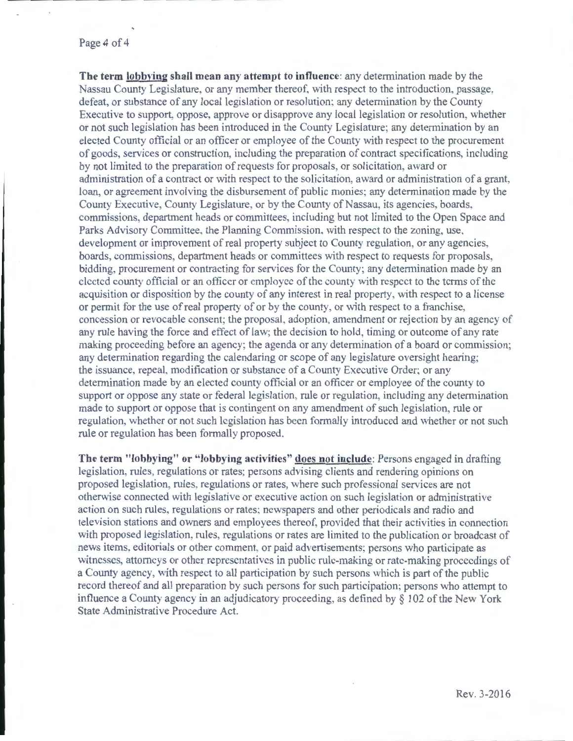**The term <u>lobbying</u> shall mean any attempt to influence**: any determination made by the Nassau County Legislature, or any member thereof, with respect to the introduction, passage, defeat, or substance of any local legislation or resolution; any determination by the County Executive to support, oppose, approve or disapprove any local legislation or resolution, whether or not such legislation has been introduced in the County Legislature; any determination by an elected County official or an officer or employee of the County with respect to the procurement of goods, services or construction, including the preparation of contract specifications, including by not limited to the preparation of requests for proposals, or solicitation, award or administration of a contract or with respect to the solicitation, award or administration of a grant, loan, or agreement involving the disbursement of public monies; any determination made by the County Executive, County Legislature, or by the County of Nassau, its agencies, boards, commissions, department heads or committees, including but not limited to the Open Space and Parks Advisory Committee, the Planning Commission, with respect to the zoning, use, development or improvement of real property subject to County regulation, or any agencies, boards, commissions, department heads or committees with respect to requests for proposals, bidding, procurement or contracting for services for the County; any determination made by an elected county official or an officer or employee of the county with respect to the terms of the acquisition or disposition by the county of any interest in real property, with respect to a license or permit for the use of real property of or by the county, or with respect to a franchise, concession or revocable consent; the proposal, adoption, amendment or rejection by an agency of any rule having the force and effect of law; the decision to hold, timing or outcome of any rate making proceeding before an agency; the agenda or any determination of a board or commission; any determination regarding the calendaring or scope of any legislature oversight hearing; the issuance, repeal, modification or substance of a County Executive Order; or any determination made by an elected county official or an officer or employee of the county to support or oppose any state or federal legislation, rule or regulation, including any determination made to support or oppose that is contingent on any amendment of such legislation, rule or regulation, whether or not such legislation has been formally introduced and whether or not such rule or regulation has been formally proposed.

**The term "lobbying" or "lobbying activities" <u>does not include</u>**: Persons engaged in drafting legislation, rules, regulations or rates; persons advising clients and rendering opinions on proposed legislation, rules, regulations or rates, where such professional services are not otherwise connected with legislative or executive action on such legislation or administrative action on such rules, regulations or rates; newspapers and other periodicals and radio and television stations and owners and employees thereof, provided that their activities in connection with proposed legislation, rules, regulations or rates are limited to the publication or broadcast of news items, editorials or other comment, or paid advertisements; persons who participate as witnesses, attorneys or other representatives in public rule-making or rate-making proceedings of a County agency, with respect to all participation by such persons which is part of the public record thereof and all preparation by such persons for such participation; persons who attempt to influence a County agency in an adjudicatory proceeding, as defined by § 102 of the New York State Administrative Procedure Act.

Rev. 3-2016